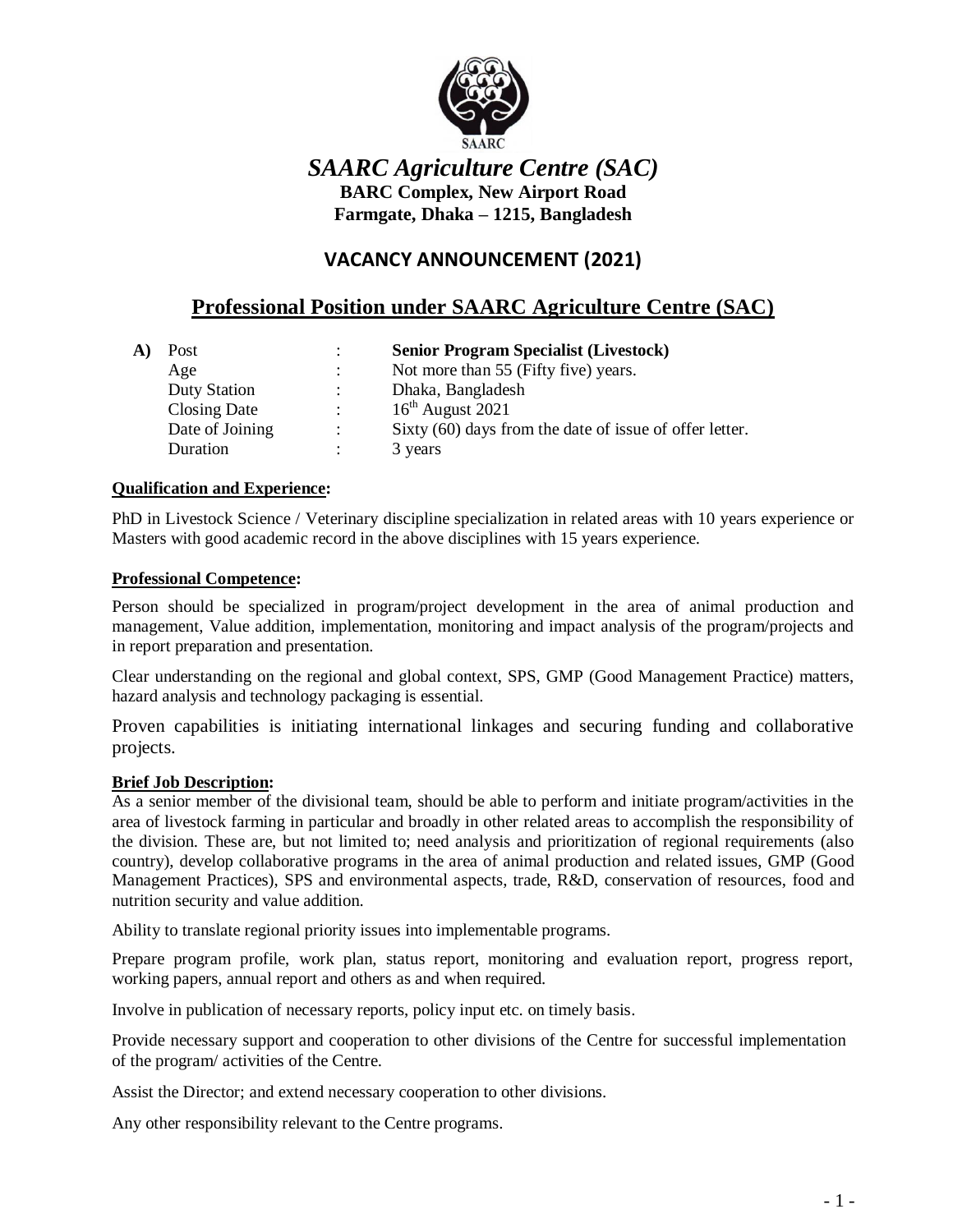SAARC

# *SAARC Agriculture Centre (SAC)*

**BARC Complex, New Airport Road**
**Farmgate, Dhaka – 1215, Bangladesh**

## VACANCY ANNOUNCEMENT (2021)

## Professional Position under SAARC Agriculture Centre (SAC)

**A)**

| | | |
|---|---|---|
| Post | : | **Senior Program Specialist (Livestock)** |
| Age | : | Not more than 55 (Fifty five) years. |
| Duty Station | : | Dhaka, Bangladesh |
| Closing Date | : | 16th August 2021 |
| Date of Joining | : | Sixty (60) days from the date of issue of offer letter. |
| Duration | : | 3 years |

**Qualification and Experience:**

PhD in Livestock Science / Veterinary discipline specialization in related areas with 10 years experience or Masters with good academic record in the above disciplines with 15 years experience.

**Professional Competence:**

Person should be specialized in program/project development in the area of animal production and management, Value addition, implementation, monitoring and impact analysis of the program/projects and in report preparation and presentation.

Clear understanding on the regional and global context, SPS, GMP (Good Management Practice) matters, hazard analysis and technology packaging is essential.

Proven capabilities is initiating international linkages and securing funding and collaborative projects.

**Brief Job Description:**

As a senior member of the divisional team, should be able to perform and initiate program/activities in the area of livestock farming in particular and broadly in other related areas to accomplish the responsibility of the division. These are, but not limited to; need analysis and prioritization of regional requirements (also country), develop collaborative programs in the area of animal production and related issues, GMP (Good Management Practices), SPS and environmental aspects, trade, R&D, conservation of resources, food and nutrition security and value addition.

Ability to translate regional priority issues into implementable programs.

Prepare program profile, work plan, status report, monitoring and evaluation report, progress report, working papers, annual report and others as and when required.

Involve in publication of necessary reports, policy input etc. on timely basis.

Provide necessary support and cooperation to other divisions of the Centre for successful implementation of the program/ activities of the Centre.

Assist the Director; and extend necessary cooperation to other divisions.

Any other responsibility relevant to the Centre programs.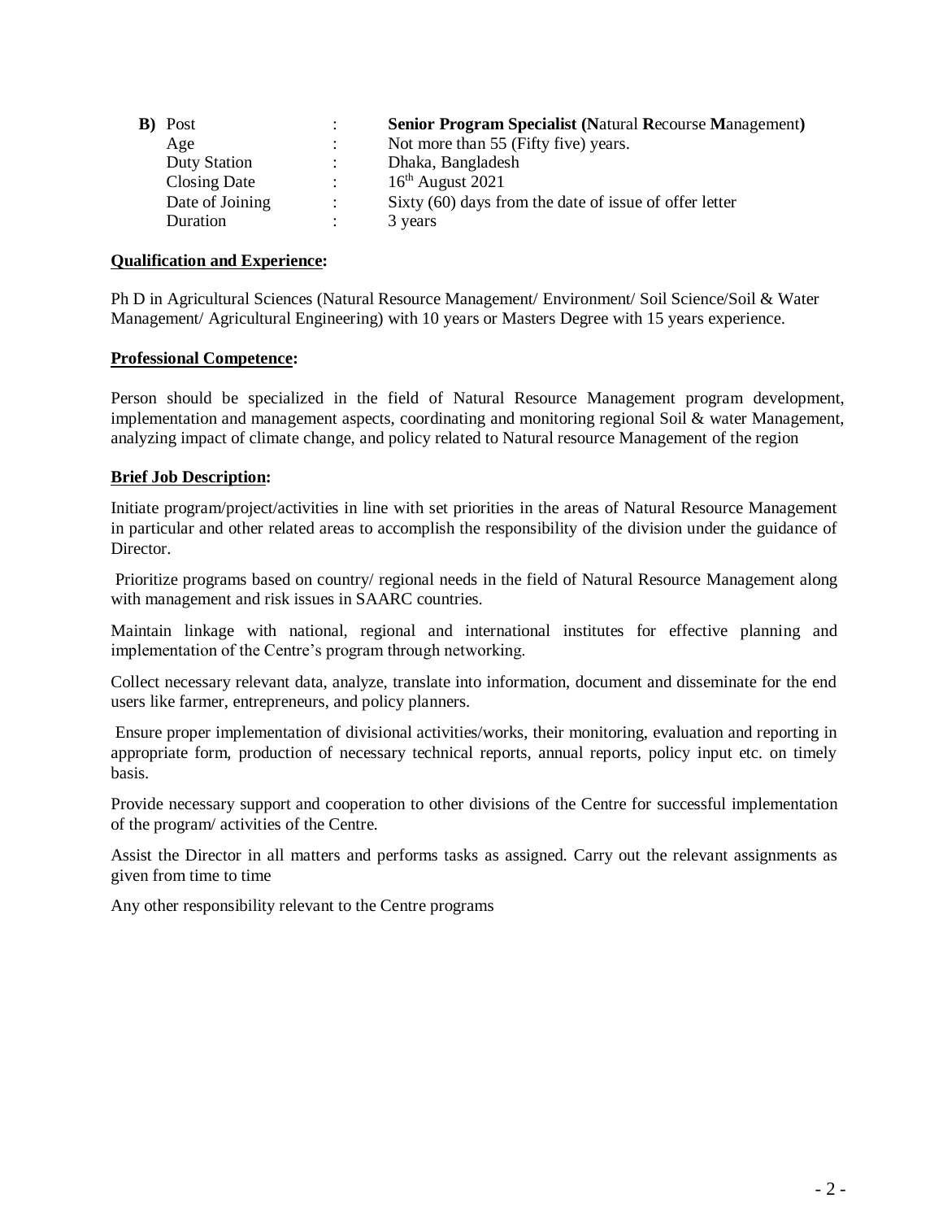**B)** Post : **Senior Program Specialist (N**atural **R**ecourse **M**anagement**)**
Age : Not more than 55 (Fifty five) years.
Duty Station : Dhaka, Bangladesh
Closing Date : 16th August 2021
Date of Joining : Sixty (60) days from the date of issue of offer letter
Duration : 3 years

**Qualification and Experience:**

Ph D in Agricultural Sciences (Natural Resource Management/ Environment/ Soil Science/Soil & Water Management/ Agricultural Engineering) with 10 years or Masters Degree with 15 years experience.

**Professional Competence:**

Person should be specialized in the field of Natural Resource Management program development, implementation and management aspects, coordinating and monitoring regional Soil & water Management, analyzing impact of climate change, and policy related to Natural resource Management of the region

**Brief Job Description:**

Initiate program/project/activities in line with set priorities in the areas of Natural Resource Management in particular and other related areas to accomplish the responsibility of the division under the guidance of Director.

Prioritize programs based on country/ regional needs in the field of Natural Resource Management along with management and risk issues in SAARC countries.

Maintain linkage with national, regional and international institutes for effective planning and implementation of the Centre's program through networking.

Collect necessary relevant data, analyze, translate into information, document and disseminate for the end users like farmer, entrepreneurs, and policy planners.

Ensure proper implementation of divisional activities/works, their monitoring, evaluation and reporting in appropriate form, production of necessary technical reports, annual reports, policy input etc. on timely basis.

Provide necessary support and cooperation to other divisions of the Centre for successful implementation of the program/ activities of the Centre.

Assist the Director in all matters and performs tasks as assigned. Carry out the relevant assignments as given from time to time

Any other responsibility relevant to the Centre programs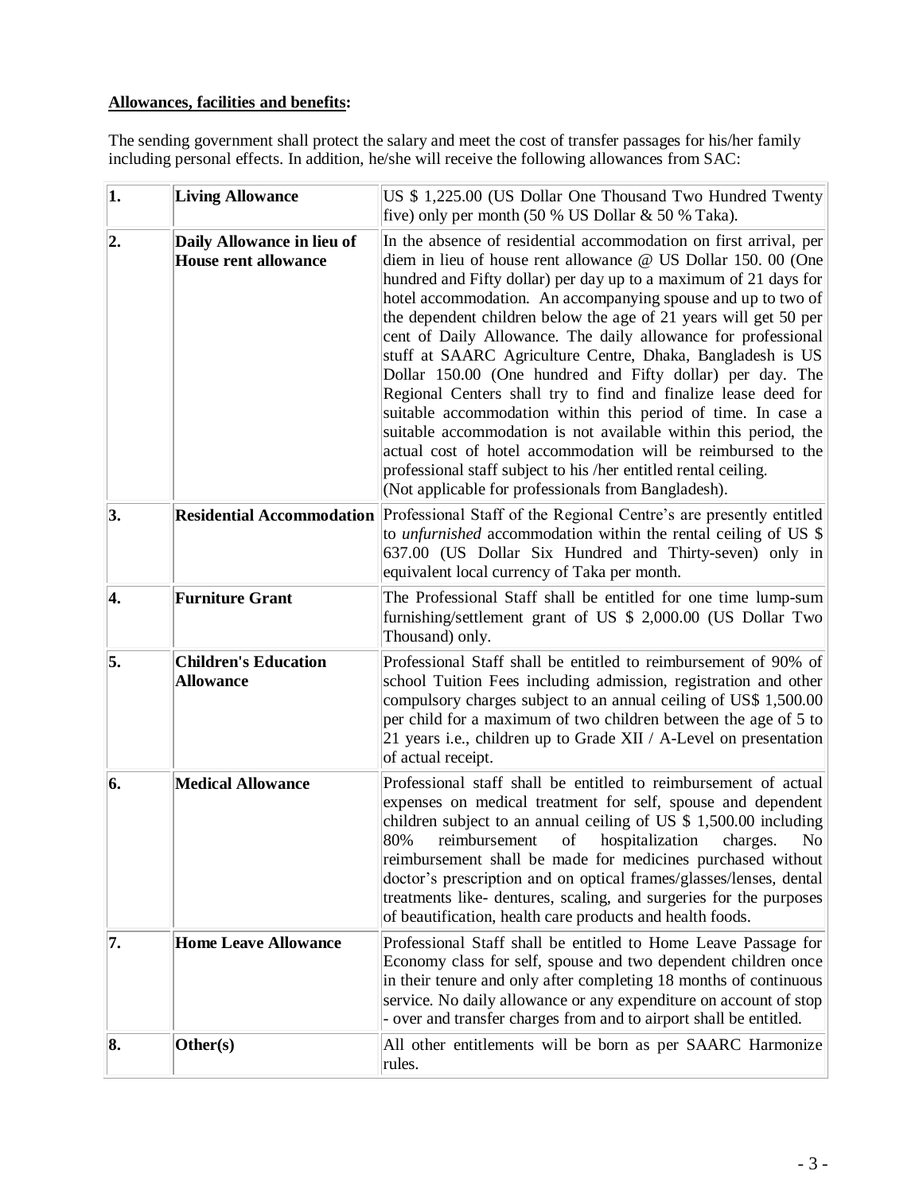**Allowances, facilities and benefits:**

The sending government shall protect the salary and meet the cost of transfer passages for his/her family including personal effects. In addition, he/she will receive the following allowances from SAC:

| | | |
|---|---|---|
| **1.** | **Living Allowance** | US $ 1,225.00 (US Dollar One Thousand Two Hundred Twenty five) only per month (50 % US Dollar & 50 % Taka). |
| **2.** | **Daily Allowance in lieu of House rent allowance** | In the absence of residential accommodation on first arrival, per diem in lieu of house rent allowance @ US Dollar 150. 00 (One hundred and Fifty dollar) per day up to a maximum of 21 days for hotel accommodation. An accompanying spouse and up to two of the dependent children below the age of 21 years will get 50 per cent of Daily Allowance. The daily allowance for professional stuff at SAARC Agriculture Centre, Dhaka, Bangladesh is US Dollar 150.00 (One hundred and Fifty dollar) per day. The Regional Centers shall try to find and finalize lease deed for suitable accommodation within this period of time. In case a suitable accommodation is not available within this period, the actual cost of hotel accommodation will be reimbursed to the professional staff subject to his /her entitled rental ceiling. (Not applicable for professionals from Bangladesh). |
| **3.** | **Residential Accommodation** | Professional Staff of the Regional Centre's are presently entitled to *unfurnished* accommodation within the rental ceiling of US $ 637.00 (US Dollar Six Hundred and Thirty-seven) only in equivalent local currency of Taka per month. |
| **4.** | **Furniture Grant** | The Professional Staff shall be entitled for one time lump-sum furnishing/settlement grant of US $ 2,000.00 (US Dollar Two Thousand) only. |
| **5.** | **Children's Education Allowance** | Professional Staff shall be entitled to reimbursement of 90% of school Tuition Fees including admission, registration and other compulsory charges subject to an annual ceiling of US$ 1,500.00 per child for a maximum of two children between the age of 5 to 21 years i.e., children up to Grade XII / A-Level on presentation of actual receipt. |
| **6.** | **Medical Allowance** | Professional staff shall be entitled to reimbursement of actual expenses on medical treatment for self, spouse and dependent children subject to an annual ceiling of US $ 1,500.00 including 80% reimbursement of hospitalization charges. No reimbursement shall be made for medicines purchased without doctor's prescription and on optical frames/glasses/lenses, dental treatments like- dentures, scaling, and surgeries for the purposes of beautification, health care products and health foods. |
| **7.** | **Home Leave Allowance** | Professional Staff shall be entitled to Home Leave Passage for Economy class for self, spouse and two dependent children once in their tenure and only after completing 18 months of continuous service. No daily allowance or any expenditure on account of stop - over and transfer charges from and to airport shall be entitled. |
| **8.** | **Other(s)** | All other entitlements will be born as per SAARC Harmonize rules. |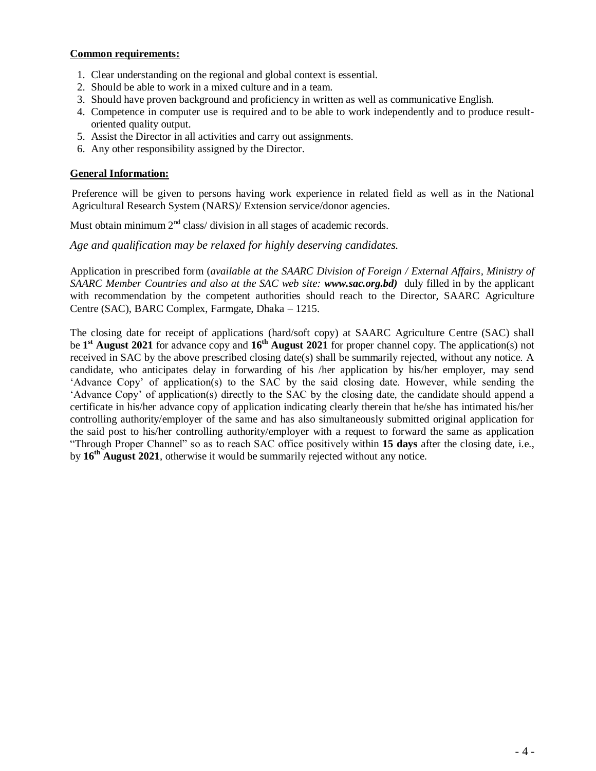**Common requirements:**

1. Clear understanding on the regional and global context is essential.
2. Should be able to work in a mixed culture and in a team.
3. Should have proven background and proficiency in written as well as communicative English.
4. Competence in computer use is required and to be able to work independently and to produce result-oriented quality output.
5. Assist the Director in all activities and carry out assignments.
6. Any other responsibility assigned by the Director.

**General Information:**

Preference will be given to persons having work experience in related field as well as in the National Agricultural Research System (NARS)/ Extension service/donor agencies.

Must obtain minimum 2nd class/ division in all stages of academic records.

*Age and qualification may be relaxed for highly deserving candidates.*

Application in prescribed form (*available at the SAARC Division of Foreign / External Affairs, Ministry of SAARC Member Countries and also at the SAC web site: **www.sac.org.bd)*** duly filled in by the applicant with recommendation by the competent authorities should reach to the Director, SAARC Agriculture Centre (SAC), BARC Complex, Farmgate, Dhaka – 1215.

The closing date for receipt of applications (hard/soft copy) at SAARC Agriculture Centre (SAC) shall be **1st August 2021** for advance copy and **16th August 2021** for proper channel copy. The application(s) not received in SAC by the above prescribed closing date(s) shall be summarily rejected, without any notice. A candidate, who anticipates delay in forwarding of his /her application by his/her employer, may send 'Advance Copy' of application(s) to the SAC by the said closing date. However, while sending the 'Advance Copy' of application(s) directly to the SAC by the closing date, the candidate should append a certificate in his/her advance copy of application indicating clearly therein that he/she has intimated his/her controlling authority/employer of the same and has also simultaneously submitted original application for the said post to his/her controlling authority/employer with a request to forward the same as application "Through Proper Channel" so as to reach SAC office positively within **15 days** after the closing date, i.e., by **16th August 2021**, otherwise it would be summarily rejected without any notice.